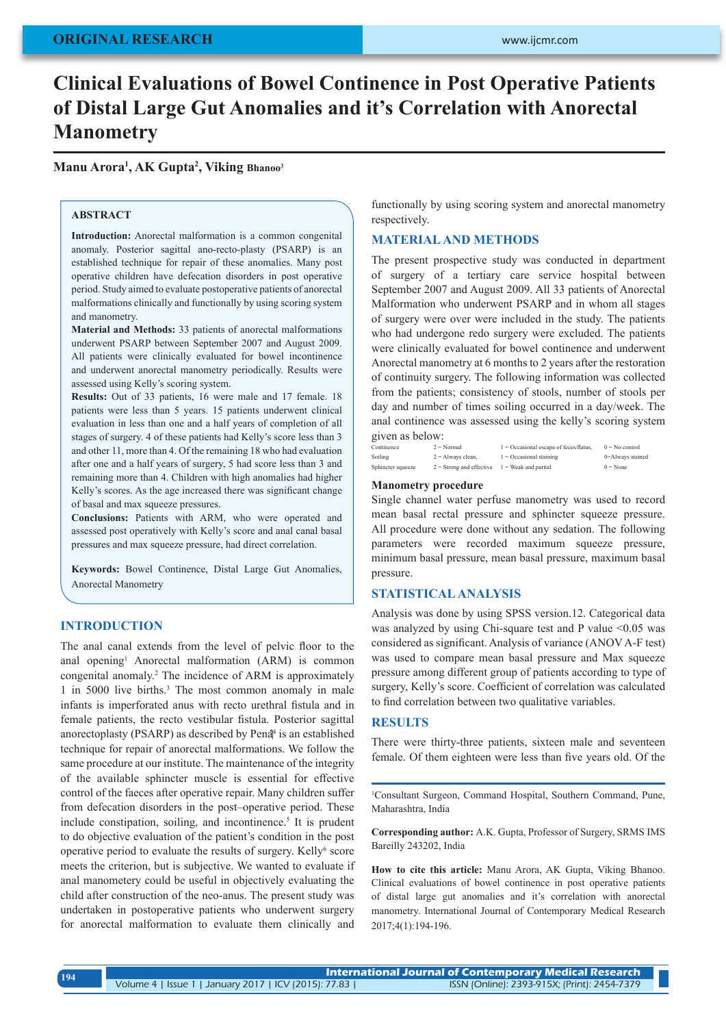ORIGINAL RESEARCH

# Clinical Evaluations of Bowel Continence in Post Operative Patients of Distal Large Gut Anomalies and it's Correlation with Anorectal Manometry

**Manu Arora[1], AK Gupta[2], Viking Bhanoo[3]**

## ABSTRACT

**Introduction:** Anorectal malformation is a common congenital anomaly. Posterior sagittal ano-recto-plasty (PSARP) is an established technique for repair of these anomalies. Many post operative children have defecation disorders in post operative period. Study aimed to evaluate postoperative patients of anorectal malformations clinically and functionally by using scoring system and manometry.

**Material and Methods:** 33 patients of anorectal malformations underwent PSARP between September 2007 and August 2009. All patients were clinically evaluated for bowel incontinence and underwent anorectal manometry periodically. Results were assessed using Kelly's scoring system.

**Results:** Out of 33 patients, 16 were male and 17 female. 18 patients were less than 5 years. 15 patients underwent clinical evaluation in less than one and a half years of completion of all stages of surgery. 4 of these patients had Kelly's score less than 3 and other 11, more than 4. Of the remaining 18 who had evaluation after one and a half years of surgery, 5 had score less than 3 and remaining more than 4. Children with high anomalies had higher Kelly's scores. As the age increased there was significant change of basal and max squeeze pressures.

**Conclusions:** Patients with ARM, who were operated and assessed post operatively with Kelly's score and anal canal basal pressures and max squeeze pressure, had direct correlation.

**Keywords:** Bowel Continence, Distal Large Gut Anomalies, Anorectal Manometry

## INTRODUCTION

The anal canal extends from the level of pelvic floor to the anal opening[1] Anorectal malformation (ARM) is common congenital anomaly.[2] The incidence of ARM is approximately 1 in 5000 live births.[3] The most common anomaly in male infants is imperforated anus with recto urethral fistula and in female patients, the recto vestibular fistula. Posterior sagittal anorectoplasty (PSARP) as described by Peña[4] is an established technique for repair of anorectal malformations. We follow the same procedure at our institute. The maintenance of the integrity of the available sphincter muscle is essential for effective control of the faeces after operative repair. Many children suffer from defecation disorders in the post–operative period. These include constipation, soiling, and incontinence.[5] It is prudent to do objective evaluation of the patient's condition in the post operative period to evaluate the results of surgery. Kelly[6] score meets the criterion, but is subjective. We wanted to evaluate if anal manometery could be useful in objectively evaluating the child after construction of the neo-anus. The present study was undertaken in postoperative patients who underwent surgery for anorectal malformation to evaluate them clinically and functionally by using scoring system and anorectal manometry respectively.

## MATERIAL AND METHODS

The present prospective study was conducted in department of surgery of a tertiary care service hospital between September 2007 and August 2009. All 33 patients of Anorectal Malformation who underwent PSARP and in whom all stages of surgery were over were included in the study. The patients who had undergone redo surgery were excluded. The patients were clinically evaluated for bowel continence and underwent Anorectal manometry at 6 months to 2 years after the restoration of continuity surgery. The following information was collected from the patients; consistency of stools, number of stools per day and number of times soiling occurred in a day/week. The anal continence was assessed using the kelly's scoring system given as below:

| | | | |
|---|---|---|---|
| Continence | 2 = Normal | 1 = Occasional escape of feces/flatus, | 0 = No control |
| Soiling | 2 = Always clean, | 1 = Occasional staining | 0=Always stained |
| Sphincter squeeze | 2 = Strong and effective | 1 = Weak and partial | 0 = None |

### Manometry procedure

Single channel water perfuse manometry was used to record mean basal rectal pressure and sphincter squeeze pressure. All procedure were done without any sedation. The following parameters were recorded maximum squeeze pressure, minimum basal pressure, mean basal pressure, maximum basal pressure.

## STATISTICAL ANALYSIS

Analysis was done by using SPSS version.12. Categorical data was analyzed by using Chi-square test and P value <0.05 was considered as significant. Analysis of variance (ANOV A-F test) was used to compare mean basal pressure and Max squeeze pressure among different group of patients according to type of surgery, Kelly's score. Coefficient of correlation was calculated to find correlation between two qualitative variables.

## RESULTS

There were thirty-three patients, sixteen male and seventeen female. Of them eighteen were less than five years old. Of the

[1]Consultant Surgeon, Command Hospital, Southern Command, Pune, Maharashtra, India

**Corresponding author:** A.K. Gupta, Professor of Surgery, SRMS IMS Bareilly 243202, India

**How to cite this article:** Manu Arora, AK Gupta, Viking Bhanoo. Clinical evaluations of bowel continence in post operative patients of distal large gut anomalies and it's correlation with anorectal manometry. International Journal of Contemporary Medical Research 2017;4(1):194-196.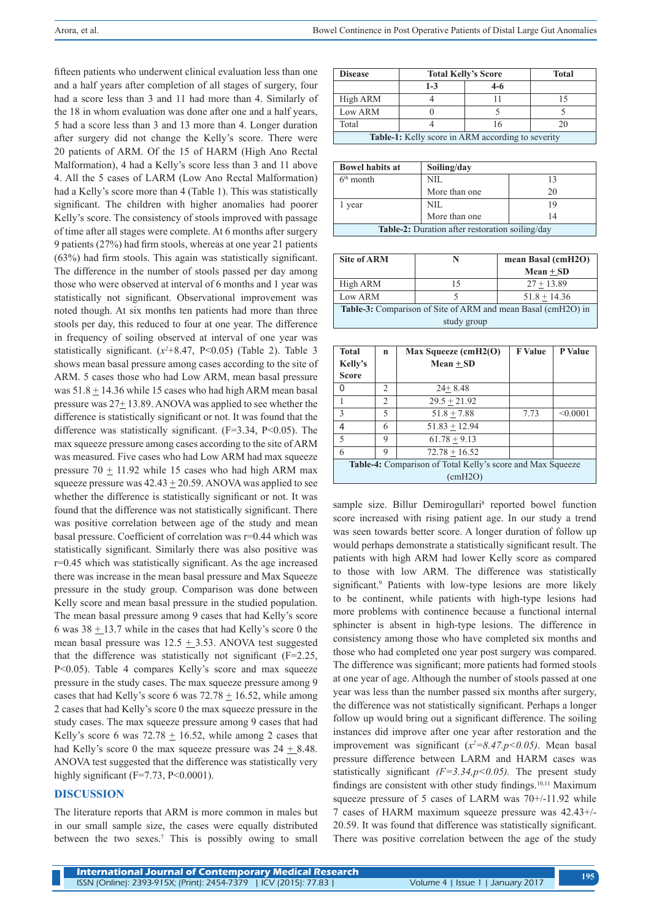fifteen patients who underwent clinical evaluation less than one and a half years after completion of all stages of surgery, four had a score less than 3 and 11 had more than 4. Similarly of the 18 in whom evaluation was done after one and a half years, 5 had a score less than 3 and 13 more than 4. Longer duration after surgery did not change the Kelly's score. There were 20 patients of ARM. Of the 15 of HARM (High Ano Rectal Malformation), 4 had a Kelly's score less than 3 and 11 above 4. All the 5 cases of LARM (Low Ano Rectal Malformation) had a Kelly's score more than 4 (Table 1). This was statistically significant. The children with higher anomalies had poorer Kelly's score. The consistency of stools improved with passage of time after all stages were complete. At 6 months after surgery 9 patients (27%) had firm stools, whereas at one year 21 patients (63%) had firm stools. This again was statistically significant. The difference in the number of stools passed per day among those who were observed at interval of 6 months and 1 year was statistically not significant. Observational improvement was noted though. At six months ten patients had more than three stools per day, this reduced to four at one year. The difference in frequency of soiling observed at interval of one year was statistically significant. ($x^2$+8.47, P<0.05) (Table 2). Table 3 shows mean basal pressure among cases according to the site of ARM. 5 cases those who had Low ARM, mean basal pressure was 51.8 ± 14.36 while 15 cases who had high ARM mean basal pressure was 27± 13.89. ANOVA was applied to see whether the difference is statistically significant or not. It was found that the difference was statistically significant. (F=3.34, P<0.05). The max squeeze pressure among cases according to the site of ARM was measured. Five cases who had Low ARM had max squeeze pressure 70 ± 11.92 while 15 cases who had high ARM max squeeze pressure was 42.43 ± 20.59. ANOVA was applied to see whether the difference is statistically significant or not. It was found that the difference was not statistically significant. There was positive correlation between age of the study and mean basal pressure. Coefficient of correlation was r=0.44 which was statistically significant. Similarly there was also positive was r=0.45 which was statistically significant. As the age increased there was increase in the mean basal pressure and Max Squeeze pressure in the study group. Comparison was done between Kelly score and mean basal pressure in the studied population. The mean basal pressure among 9 cases that had Kelly's score 6 was 38 ± 13.7 while in the cases that had Kelly's score 0 the mean basal pressure was 12.5 ± 3.53. ANOVA test suggested that the difference was statistically not significant (F=2.25, P<0.05). Table 4 compares Kelly's score and max squeeze pressure in the study cases. The max squeeze pressure among 9 cases that had Kelly's score 6 was 72.78 ± 16.52, while among 2 cases that had Kelly's score 0 the max squeeze pressure in the study cases. The max squeeze pressure among 9 cases that had Kelly's score 6 was 72.78 ± 16.52, while among 2 cases that had Kelly's score 0 the max squeeze pressure was 24 ± 8.48. ANOVA test suggested that the difference was statistically very highly significant (F=7.73, P<0.0001).

| Disease | Total Kelly's Score | | Total |
|---|---|---|---|
| | 1-3 | 4-6 | |
| High ARM | 4 | 11 | 15 |
| Low ARM | 0 | 5 | 5 |
| Total | 4 | 16 | 20 |

**Table-1:** Kelly score in ARM according to severity

| Bowel habits at | Soiling/day | |
|---|---|---|
| 6th month | NIL | 13 |
| | More than one | 20 |
| 1 year | NIL | 19 |
| | More than one | 14 |

**Table-2:** Duration after restoration soiling/day

| Site of ARM | N | mean Basal (cmH2O) Mean ± SD |
|---|---|---|
| High ARM | 15 | 27 ± 13.89 |
| Low ARM | 5 | 51.8 ± 14.36 |

**Table-3:** Comparison of Site of ARM and mean Basal (cmH2O) in study group

| Total Kelly's Score | n | Max Squeeze (cmH2(O) Mean ± SD | F Value | P Value |
|---|---|---|---|---|
| 0 | 2 | 24± 8.48 | | |
| 1 | 2 | 29.5 ± 21.92 | | |
| 3 | 5 | 51.8 ± 7.88 | 7.73 | <0.0001 |
| 4 | 6 | 51.83 ± 12.94 | | |
| 5 | 9 | 61.78 ± 9.13 | | |
| 6 | 9 | 72.78 ± 16.52 | | |

**Table-4:** Comparison of Total Kelly's score and Max Squeeze (cmH2O)

## DISCUSSION

The literature reports that ARM is more common in males but in our small sample size, the cases were equally distributed between the two sexes.[7] This is possibly owing to small sample size. Billur Demirogullari[8] reported bowel function score increased with rising patient age. In our study a trend was seen towards better score. A longer duration of follow up would perhaps demonstrate a statistically significant result. The patients with high ARM had lower Kelly score as compared to those with low ARM. The difference was statistically significant.[9] Patients with low-type lesions are more likely to be continent, while patients with high-type lesions had more problems with continence because a functional internal sphincter is absent in high-type lesions. The difference in consistency among those who have completed six months and those who had completed one year post surgery was compared. The difference was significant; more patients had formed stools at one year of age. Although the number of stools passed at one year was less than the number passed six months after surgery, the difference was not statistically significant. Perhaps a longer follow up would bring out a significant difference. The soiling instances did improve after one year after restoration and the improvement was significant (*$x^2$=8.47.p<0.05)*. Mean basal pressure difference between LARM and HARM cases was statistically significant *(F=3.34,p<0.05).* The present study findings are consistent with other study findings.[10,11] Maximum squeeze pressure of 5 cases of LARM was 70+/-11.92 while 7 cases of HARM maximum squeeze pressure was 42.43+/-20.59. It was found that difference was statistically significant. There was positive correlation between the age of the study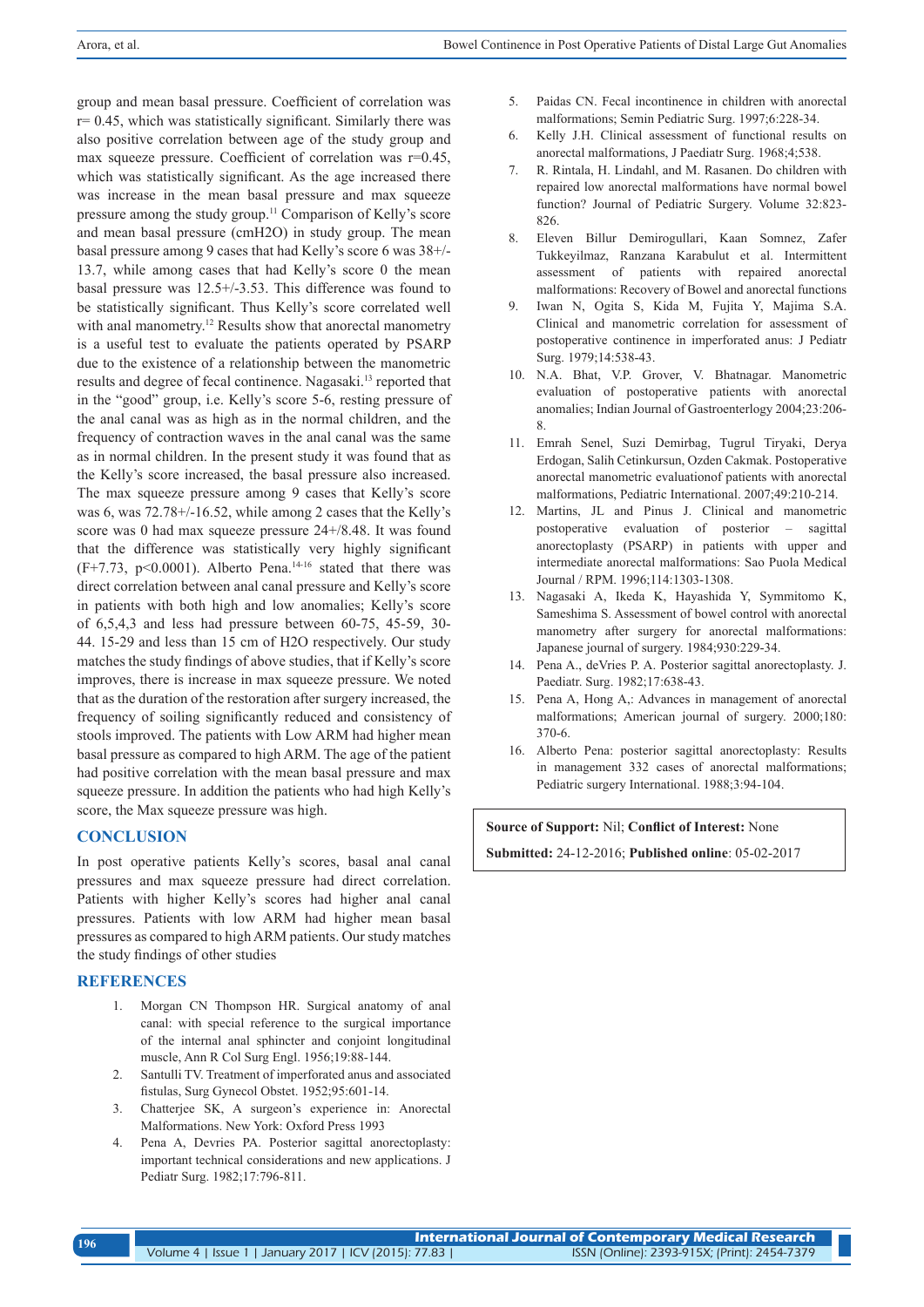group and mean basal pressure. Coefficient of correlation was r= 0.45, which was statistically significant. Similarly there was also positive correlation between age of the study group and max squeeze pressure. Coefficient of correlation was r=0.45, which was statistically significant. As the age increased there was increase in the mean basal pressure and max squeeze pressure among the study group.[11] Comparison of Kelly's score and mean basal pressure (cmH2O) in study group. The mean basal pressure among 9 cases that had Kelly's score 6 was 38+/-13.7, while among cases that had Kelly's score 0 the mean basal pressure was 12.5+/-3.53. This difference was found to be statistically significant. Thus Kelly's score correlated well with anal manometry.[12] Results show that anorectal manometry is a useful test to evaluate the patients operated by PSARP due to the existence of a relationship between the manometric results and degree of fecal continence. Nagasaki.[13] reported that in the "good" group, i.e. Kelly's score 5-6, resting pressure of the anal canal was as high as in the normal children, and the frequency of contraction waves in the anal canal was the same as in normal children. In the present study it was found that as the Kelly's score increased, the basal pressure also increased. The max squeeze pressure among 9 cases that Kelly's score was 6, was 72.78+/-16.52, while among 2 cases that the Kelly's score was 0 had max squeeze pressure 24+/8.48. It was found that the difference was statistically very highly significant (F+7.73, p<0.0001). Alberto Pena.[14-16] stated that there was direct correlation between anal canal pressure and Kelly's score in patients with both high and low anomalies; Kelly's score of 6,5,4,3 and less had pressure between 60-75, 45-59, 30-44. 15-29 and less than 15 cm of H2O respectively. Our study matches the study findings of above studies, that if Kelly's score improves, there is increase in max squeeze pressure. We noted that as the duration of the restoration after surgery increased, the frequency of soiling significantly reduced and consistency of stools improved. The patients with Low ARM had higher mean basal pressure as compared to high ARM. The age of the patient had positive correlation with the mean basal pressure and max squeeze pressure. In addition the patients who had high Kelly's score, the Max squeeze pressure was high.

## CONCLUSION

In post operative patients Kelly's scores, basal anal canal pressures and max squeeze pressure had direct correlation. Patients with higher Kelly's scores had higher anal canal pressures. Patients with low ARM had higher mean basal pressures as compared to high ARM patients. Our study matches the study findings of other studies

## REFERENCES

1. Morgan CN Thompson HR. Surgical anatomy of anal canal: with special reference to the surgical importance of the internal anal sphincter and conjoint longitudinal muscle, Ann R Col Surg Engl. 1956;19:88-144.
2. Santulli TV. Treatment of imperforated anus and associated fistulas, Surg Gynecol Obstet. 1952;95:601-14.
3. Chatterjee SK, A surgeon's experience in: Anorectal Malformations. New York: Oxford Press 1993
4. Pena A, Devries PA. Posterior sagittal anorectoplasty: important technical considerations and new applications. J Pediatr Surg. 1982;17:796-811.
5. Paidas CN. Fecal incontinence in children with anorectal malformations; Semin Pediatric Surg. 1997;6:228-34.
6. Kelly J.H. Clinical assessment of functional results on anorectal malformations, J Paediatr Surg. 1968;4;538.
7. R. Rintala, H. Lindahl, and M. Rasanen. Do children with repaired low anorectal malformations have normal bowel function? Journal of Pediatric Surgery. Volume 32:823-826.
8. Eleven Billur Demirogullari, Kaan Somnez, Zafer Tukkeyilmaz, Ranzana Karabulut et al. Intermittent assessment of patients with repaired anorectal malformations: Recovery of Bowel and anorectal functions
9. Iwan N, Ogita S, Kida M, Fujita Y, Majima S.A. Clinical and manometric correlation for assessment of postoperative continence in imperforated anus: J Pediatr Surg. 1979;14:538-43.
10. N.A. Bhat, V.P. Grover, V. Bhatnagar. Manometric evaluation of postoperative patients with anorectal anomalies; Indian Journal of Gastroenterlogy 2004;23:206-8.
11. Emrah Senel, Suzi Demirbag, Tugrul Tiryaki, Derya Erdogan, Salih Cetinkursun, Ozden Cakmak. Postoperative anorectal manometric evaluationof patients with anorectal malformations, Pediatric International. 2007;49:210-214.
12. Martins, JL and Pinus J. Clinical and manometric postoperative evaluation of posterior – sagittal anorectoplasty (PSARP) in patients with upper and intermediate anorectal malformations: Sao Puola Medical Journal / RPM. 1996;114:1303-1308.
13. Nagasaki A, Ikeda K, Hayashida Y, Symmitomo K, Sameshima S. Assessment of bowel control with anorectal manometry after surgery for anorectal malformations: Japanese journal of surgery. 1984;930:229-34.
14. Pena A., deVries P. A. Posterior sagittal anorectoplasty. J. Paediatr. Surg. 1982;17:638-43.
15. Pena A, Hong A,: Advances in management of anorectal malformations; American journal of surgery. 2000;180: 370-6.
16. Alberto Pena: posterior sagittal anorectoplasty: Results in management 332 cases of anorectal malformations; Pediatric surgery International. 1988;3:94-104.

**Source of Support:** Nil; **Conflict of Interest:** None

**Submitted:** 24-12-2016; **Published online**: 05-02-2017